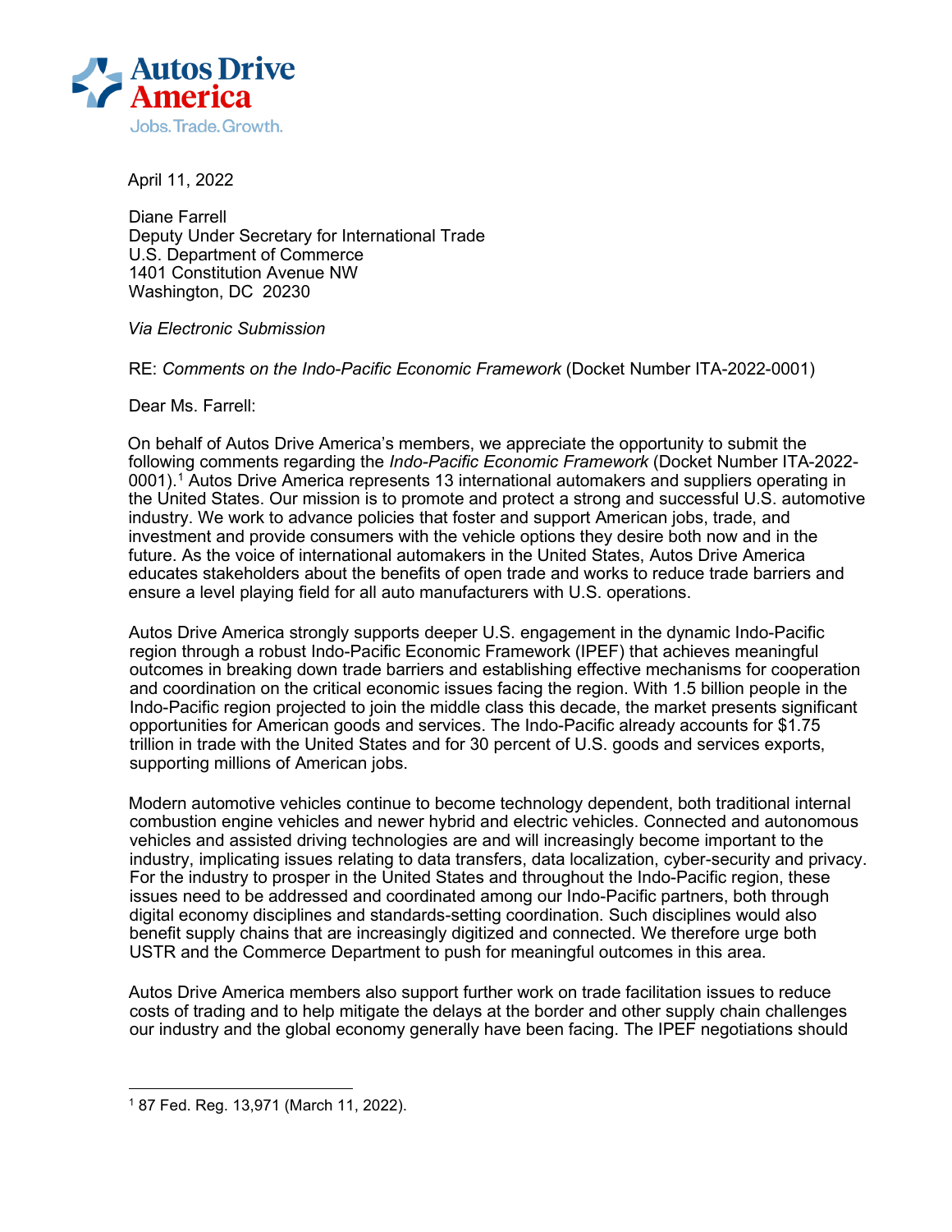Autos Drive America
Jobs. Trade. Growth.

April 11, 2022

Diane Farrell
Deputy Under Secretary for International Trade
U.S. Department of Commerce
1401 Constitution Avenue NW
Washington, DC 20230

*Via Electronic Submission*

RE: *Comments on the Indo-Pacific Economic Framework* (Docket Number ITA-2022-0001)

Dear Ms. Farrell:

On behalf of Autos Drive America's members, we appreciate the opportunity to submit the following comments regarding the *Indo-Pacific Economic Framework* (Docket Number ITA-2022-0001).[1] Autos Drive America represents 13 international automakers and suppliers operating in the United States. Our mission is to promote and protect a strong and successful U.S. automotive industry. We work to advance policies that foster and support American jobs, trade, and investment and provide consumers with the vehicle options they desire both now and in the future. As the voice of international automakers in the United States, Autos Drive America educates stakeholders about the benefits of open trade and works to reduce trade barriers and ensure a level playing field for all auto manufacturers with U.S. operations.

Autos Drive America strongly supports deeper U.S. engagement in the dynamic Indo-Pacific region through a robust Indo-Pacific Economic Framework (IPEF) that achieves meaningful outcomes in breaking down trade barriers and establishing effective mechanisms for cooperation and coordination on the critical economic issues facing the region. With 1.5 billion people in the Indo-Pacific region projected to join the middle class this decade, the market presents significant opportunities for American goods and services. The Indo-Pacific already accounts for $1.75 trillion in trade with the United States and for 30 percent of U.S. goods and services exports, supporting millions of American jobs.

Modern automotive vehicles continue to become technology dependent, both traditional internal combustion engine vehicles and newer hybrid and electric vehicles. Connected and autonomous vehicles and assisted driving technologies are and will increasingly become important to the industry, implicating issues relating to data transfers, data localization, cyber-security and privacy. For the industry to prosper in the United States and throughout the Indo-Pacific region, these issues need to be addressed and coordinated among our Indo-Pacific partners, both through digital economy disciplines and standards-setting coordination. Such disciplines would also benefit supply chains that are increasingly digitized and connected. We therefore urge both USTR and the Commerce Department to push for meaningful outcomes in this area.

Autos Drive America members also support further work on trade facilitation issues to reduce costs of trading and to help mitigate the delays at the border and other supply chain challenges our industry and the global economy generally have been facing. The IPEF negotiations should

[1] 87 Fed. Reg. 13,971 (March 11, 2022).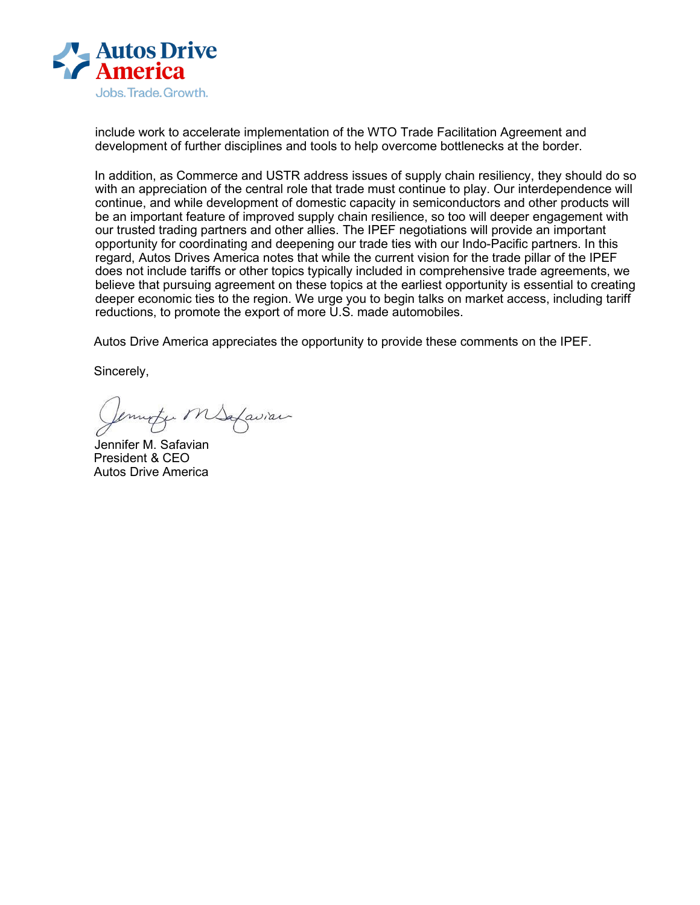include work to accelerate implementation of the WTO Trade Facilitation Agreement and development of further disciplines and tools to help overcome bottlenecks at the border.

In addition, as Commerce and USTR address issues of supply chain resiliency, they should do so with an appreciation of the central role that trade must continue to play. Our interdependence will continue, and while development of domestic capacity in semiconductors and other products will be an important feature of improved supply chain resilience, so too will deeper engagement with our trusted trading partners and other allies. The IPEF negotiations will provide an important opportunity for coordinating and deepening our trade ties with our Indo-Pacific partners. In this regard, Autos Drives America notes that while the current vision for the trade pillar of the IPEF does not include tariffs or other topics typically included in comprehensive trade agreements, we believe that pursuing agreement on these topics at the earliest opportunity is essential to creating deeper economic ties to the region. We urge you to begin talks on market access, including tariff reductions, to promote the export of more U.S. made automobiles.

Autos Drive America appreciates the opportunity to provide these comments on the IPEF.

Sincerely,

Jennifer M. Safavian
President & CEO
Autos Drive America